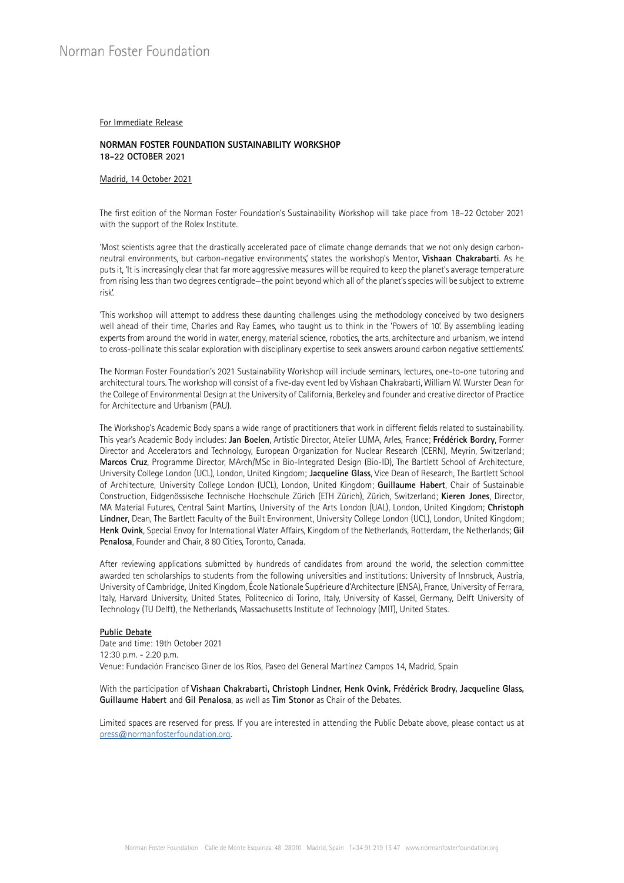Norman Foster Foundation

For Immediate Release

**NORMAN FOSTER FOUNDATION SUSTAINABILITY WORKSHOP**
**18–22 OCTOBER 2021**

Madrid, 14 October 2021

The first edition of the Norman Foster Foundation's Sustainability Workshop will take place from 18–22 October 2021 with the support of the Rolex Institute.

'Most scientists agree that the drastically accelerated pace of climate change demands that we not only design carbon-neutral environments, but carbon-negative environments,' states the workshop's Mentor, **Vishaan Chakrabarti**. As he puts it, 'It is increasingly clear that far more aggressive measures will be required to keep the planet's average temperature from rising less than two degrees centigrade—the point beyond which all of the planet's species will be subject to extreme risk'.

'This workshop will attempt to address these daunting challenges using the methodology conceived by two designers well ahead of their time, Charles and Ray Eames, who taught us to think in the 'Powers of 10'. By assembling leading experts from around the world in water, energy, material science, robotics, the arts, architecture and urbanism, we intend to cross-pollinate this scalar exploration with disciplinary expertise to seek answers around carbon negative settlements'.

The Norman Foster Foundation's 2021 Sustainability Workshop will include seminars, lectures, one-to-one tutoring and architectural tours. The workshop will consist of a five-day event led by Vishaan Chakrabarti, William W. Wurster Dean for the College of Environmental Design at the University of California, Berkeley and founder and creative director of Practice for Architecture and Urbanism (PAU).

The Workshop's Academic Body spans a wide range of practitioners that work in different fields related to sustainability. This year's Academic Body includes: **Jan Boelen**, Artistic Director, Atelier LUMA, Arles, France; **Frédérick Bordry**, Former Director and Accelerators and Technology, European Organization for Nuclear Research (CERN), Meyrin, Switzerland; **Marcos Cruz**, Programme Director, MArch/MSc in Bio-Integrated Design (Bio-ID), The Bartlett School of Architecture, University College London (UCL), London, United Kingdom; **Jacqueline Glass**, Vice Dean of Research, The Bartlett School of Architecture, University College London (UCL), London, United Kingdom; **Guillaume Habert**, Chair of Sustainable Construction, Eidgenössische Technische Hochschule Zürich (ETH Zürich), Zürich, Switzerland; **Kieren Jones**, Director, MA Material Futures, Central Saint Martins, University of the Arts London (UAL), London, United Kingdom; **Christoph Lindner**, Dean, The Bartlett Faculty of the Built Environment, University College London (UCL), London, United Kingdom; **Henk Ovink**, Special Envoy for International Water Affairs, Kingdom of the Netherlands, Rotterdam, the Netherlands; **Gil Penalosa**, Founder and Chair, 8 80 Cities, Toronto, Canada.

After reviewing applications submitted by hundreds of candidates from around the world, the selection committee awarded ten scholarships to students from the following universities and institutions: University of Innsbruck, Austria, University of Cambridge, United Kingdom, École Nationale Supérieure d'Architecture (ENSA), France, University of Ferrara, Italy, Harvard University, United States, Politecnico di Torino, Italy, University of Kassel, Germany, Delft University of Technology (TU Delft), the Netherlands, Massachusetts Institute of Technology (MIT), United States.

**Public Debate**
Date and time: 19th October 2021
12:30 p.m. - 2.20 p.m.
Venue: Fundación Francisco Giner de los Ríos, Paseo del General Martínez Campos 14, Madrid, Spain

With the participation of **Vishaan Chakrabarti, Christoph Lindner, Henk Ovink, Frédérick Brodry, Jacqueline Glass, Guillaume Habert** and **Gil Penalosa**, as well as **Tim Stonor** as Chair of the Debates.

Limited spaces are reserved for press. If you are interested in attending the Public Debate above, please contact us at press@normanfosterfoundation.org.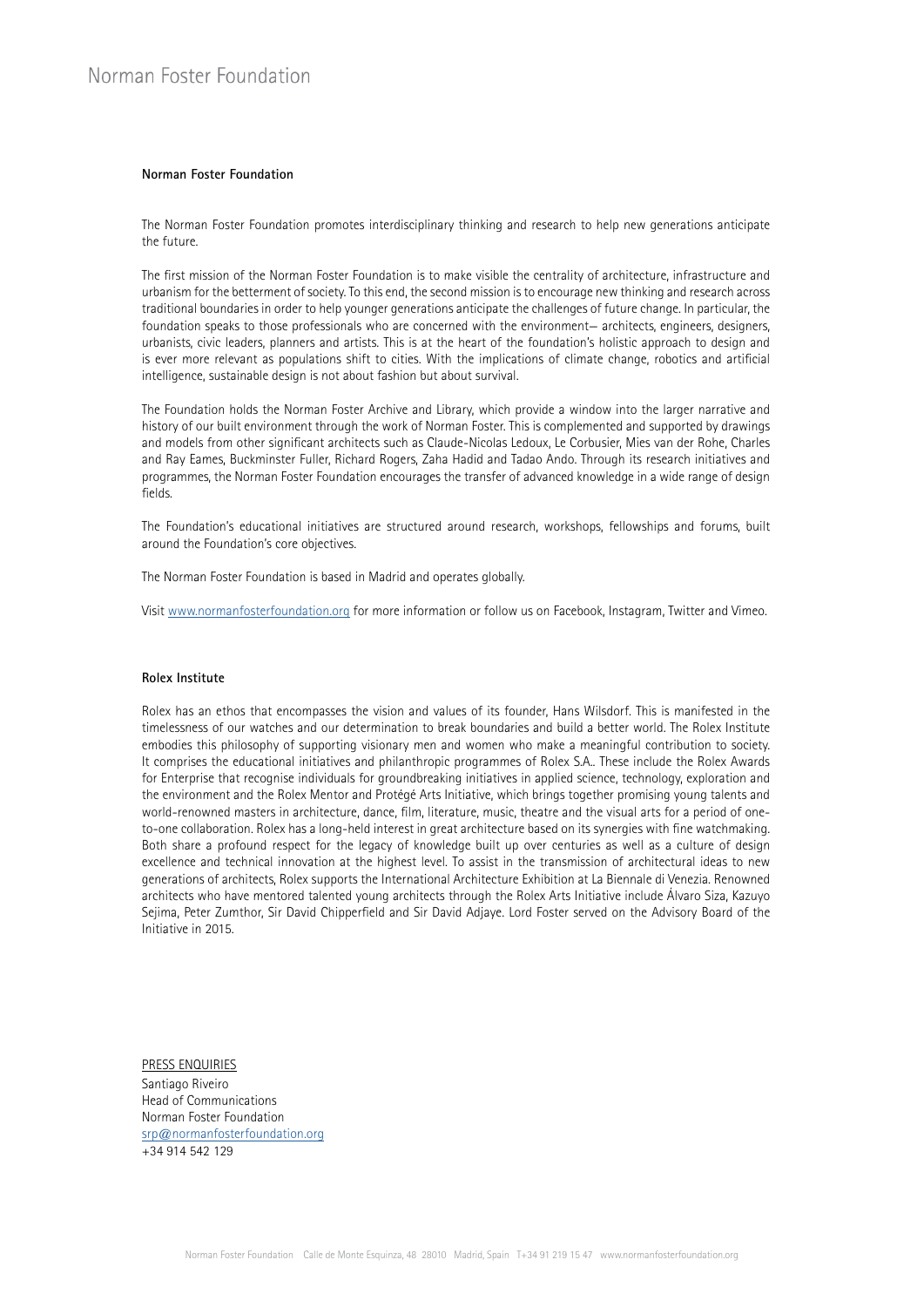**Norman Foster Foundation**

The Norman Foster Foundation promotes interdisciplinary thinking and research to help new generations anticipate the future.

The first mission of the Norman Foster Foundation is to make visible the centrality of architecture, infrastructure and urbanism for the betterment of society. To this end, the second mission is to encourage new thinking and research across traditional boundaries in order to help younger generations anticipate the challenges of future change. In particular, the foundation speaks to those professionals who are concerned with the environment— architects, engineers, designers, urbanists, civic leaders, planners and artists. This is at the heart of the foundation's holistic approach to design and is ever more relevant as populations shift to cities. With the implications of climate change, robotics and artificial intelligence, sustainable design is not about fashion but about survival.

The Foundation holds the Norman Foster Archive and Library, which provide a window into the larger narrative and history of our built environment through the work of Norman Foster. This is complemented and supported by drawings and models from other significant architects such as Claude-Nicolas Ledoux, Le Corbusier, Mies van der Rohe, Charles and Ray Eames, Buckminster Fuller, Richard Rogers, Zaha Hadid and Tadao Ando. Through its research initiatives and programmes, the Norman Foster Foundation encourages the transfer of advanced knowledge in a wide range of design fields.

The Foundation's educational initiatives are structured around research, workshops, fellowships and forums, built around the Foundation's core objectives.

The Norman Foster Foundation is based in Madrid and operates globally.

Visit www.normanfosterfoundation.org for more information or follow us on Facebook, Instagram, Twitter and Vimeo.

**Rolex Institute**

Rolex has an ethos that encompasses the vision and values of its founder, Hans Wilsdorf. This is manifested in the timelessness of our watches and our determination to break boundaries and build a better world. The Rolex Institute embodies this philosophy of supporting visionary men and women who make a meaningful contribution to society. It comprises the educational initiatives and philanthropic programmes of Rolex S.A.. These include the Rolex Awards for Enterprise that recognise individuals for groundbreaking initiatives in applied science, technology, exploration and the environment and the Rolex Mentor and Protégé Arts Initiative, which brings together promising young talents and world-renowned masters in architecture, dance, film, literature, music, theatre and the visual arts for a period of one-to-one collaboration. Rolex has a long-held interest in great architecture based on its synergies with fine watchmaking. Both share a profound respect for the legacy of knowledge built up over centuries as well as a culture of design excellence and technical innovation at the highest level. To assist in the transmission of architectural ideas to new generations of architects, Rolex supports the International Architecture Exhibition at La Biennale di Venezia. Renowned architects who have mentored talented young architects through the Rolex Arts Initiative include Álvaro Siza, Kazuyo Sejima, Peter Zumthor, Sir David Chipperfield and Sir David Adjaye. Lord Foster served on the Advisory Board of the Initiative in 2015.

PRESS ENQUIRIES
Santiago Riveiro
Head of Communications
Norman Foster Foundation
srp@normanfosterfoundation.org
+34 914 542 129